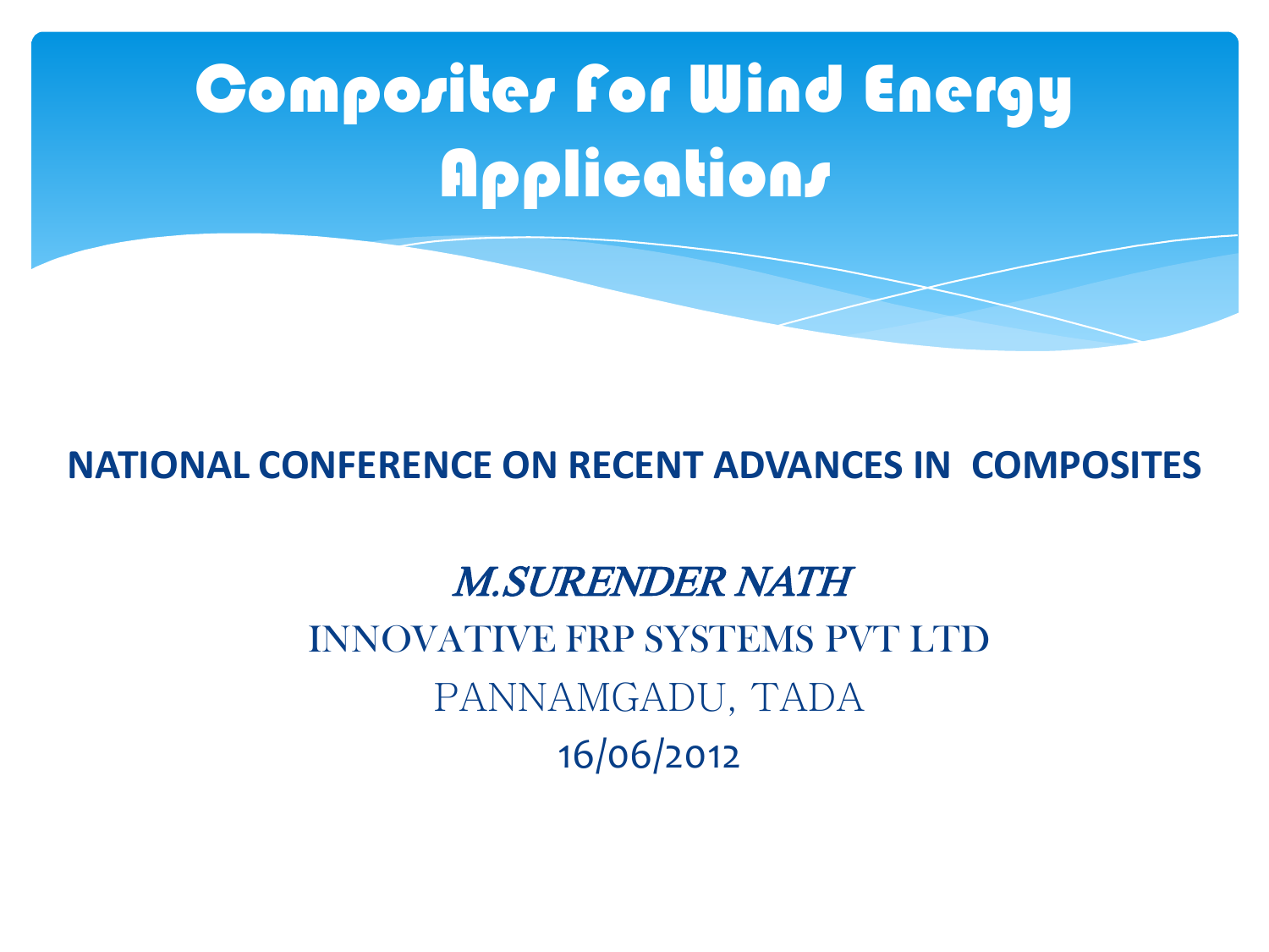# Composites For Wind Energy Applications

**NATIONAL CONFERENCE ON RECENT ADVANCES IN COMPOSITES**

*M.SURENDER NATH*

INNOVATIVE FRP SYSTEMS PVT LTD

PANNAMGADU, TADA

16/06/2012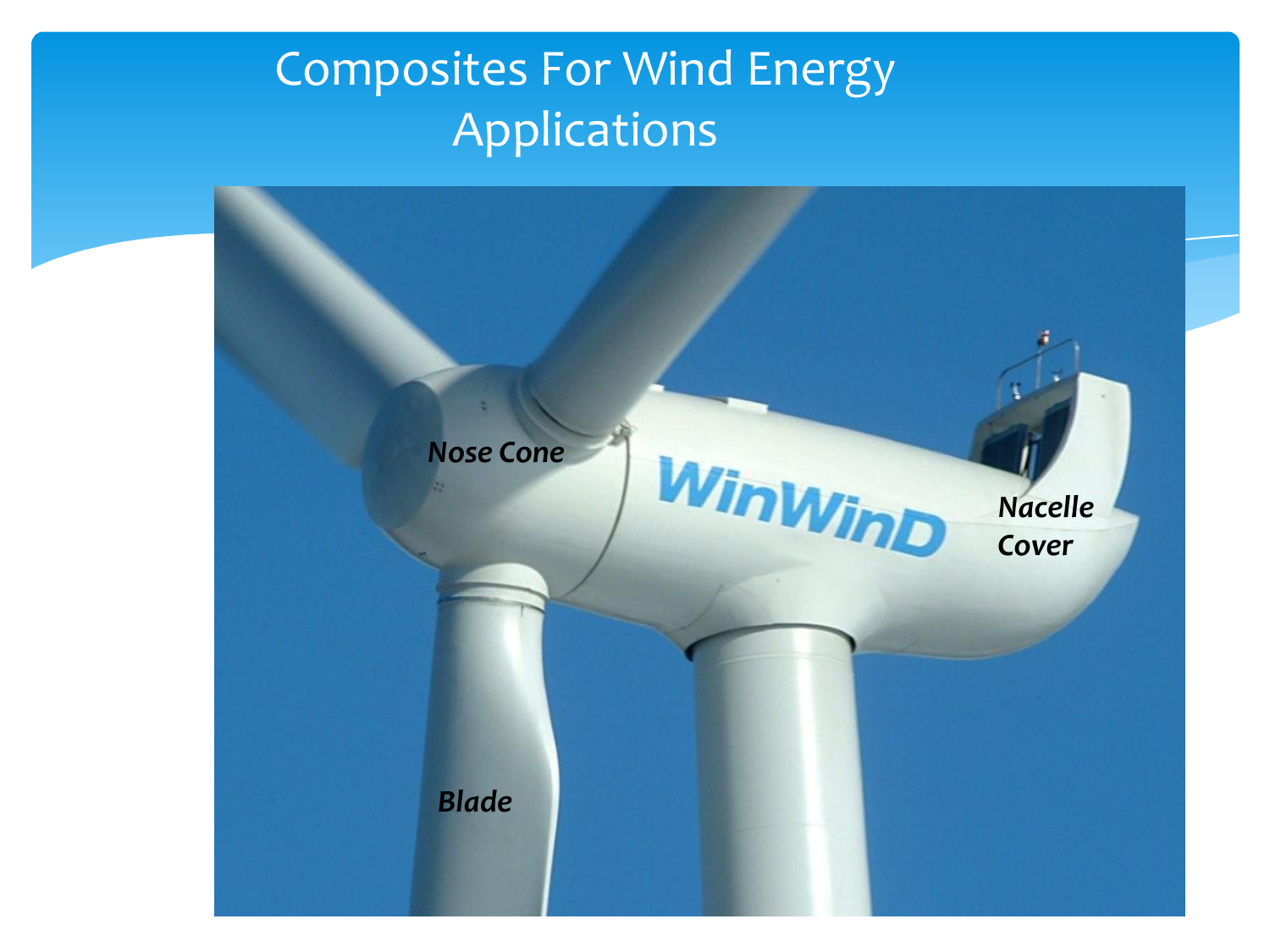# Composites For Wind Energy Applications

*Nose Cone*

*Nacelle Cover*

*Blade*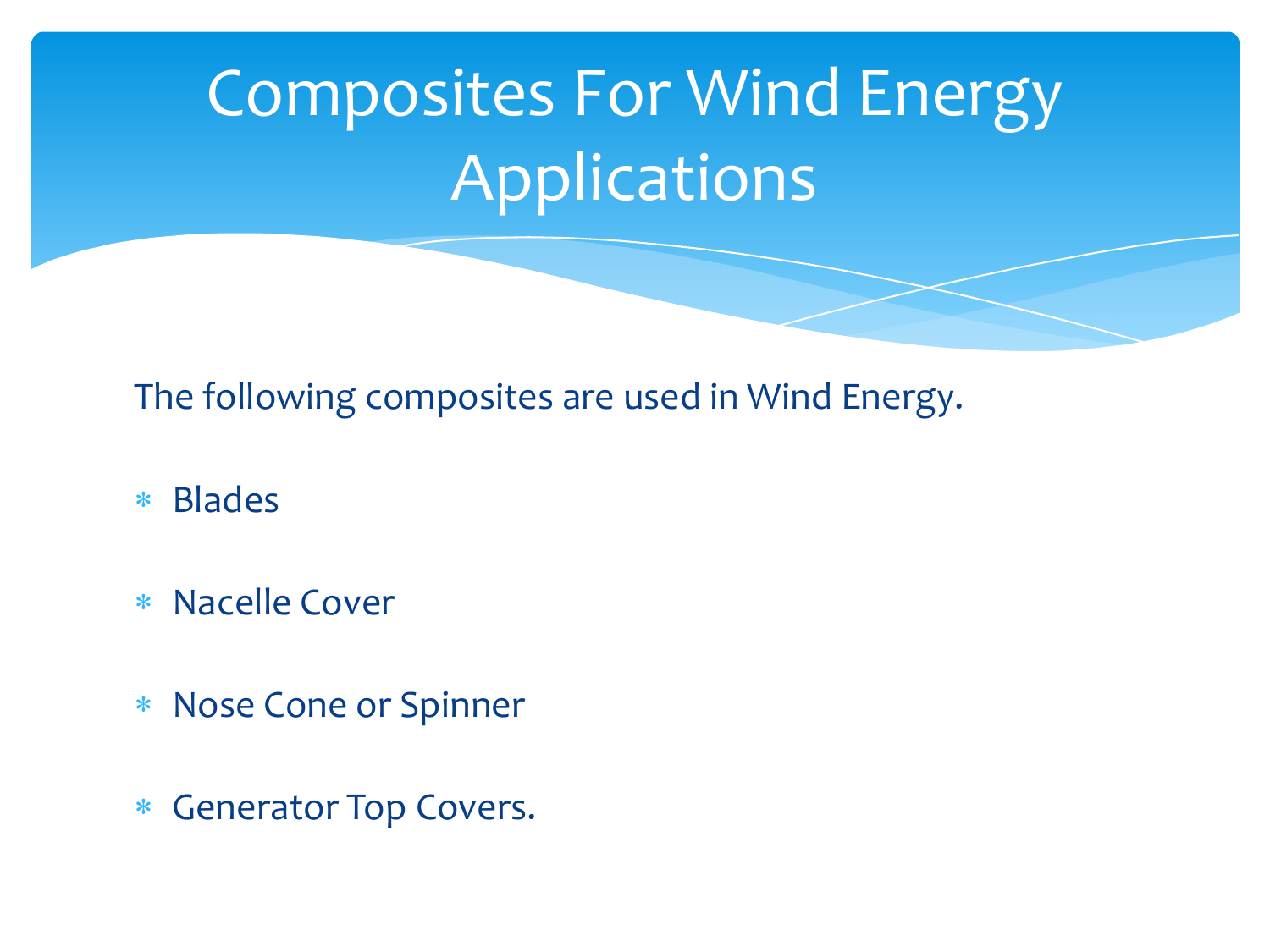# Composites For Wind Energy Applications

The following composites are used in Wind Energy.

- Blades
- Nacelle Cover
- Nose Cone or Spinner
- Generator Top Covers.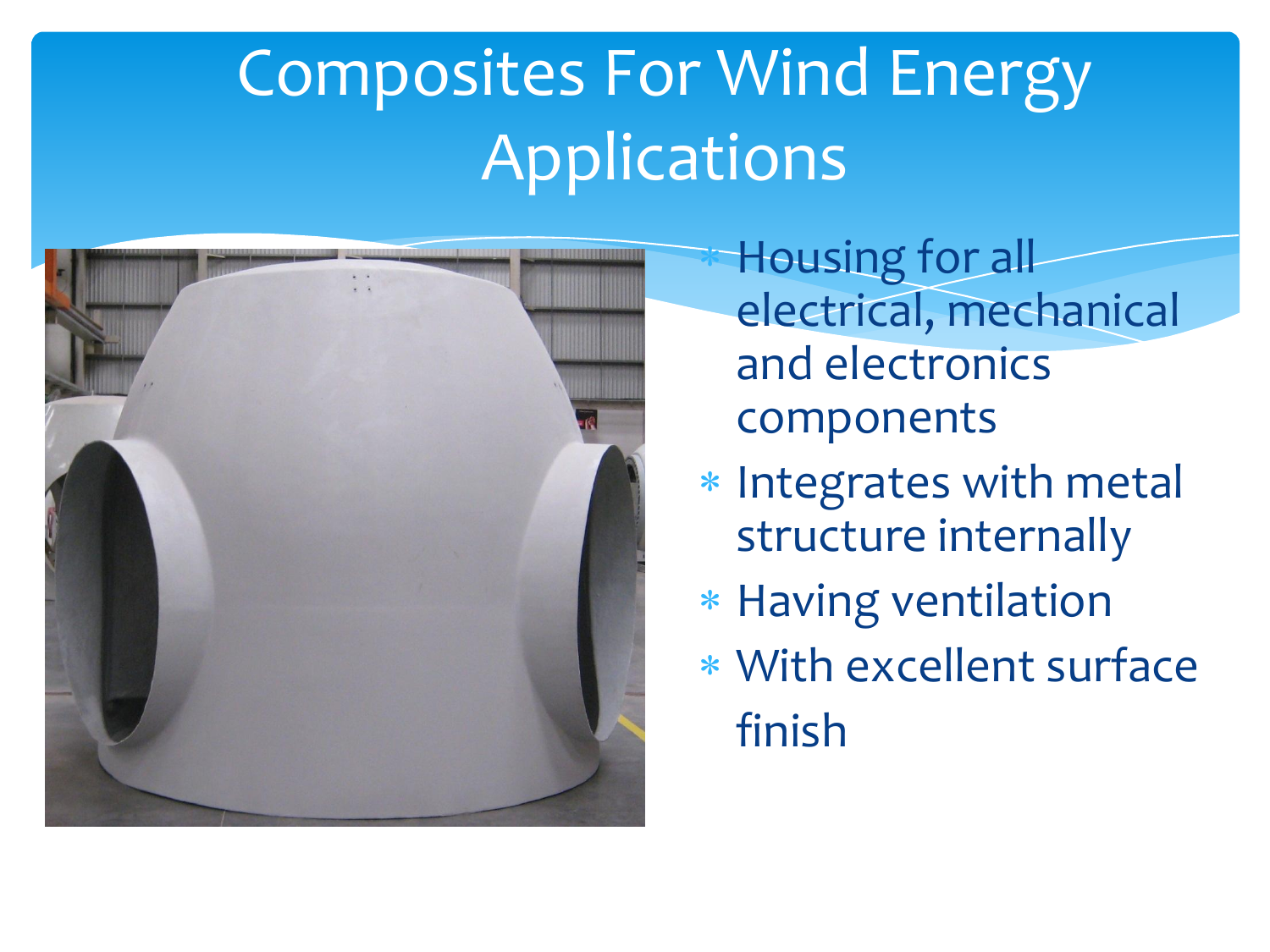# Composites For Wind Energy Applications

- Housing for all electrical, mechanical and electronics components
- Integrates with metal structure internally
- Having ventilation
- With excellent surface finish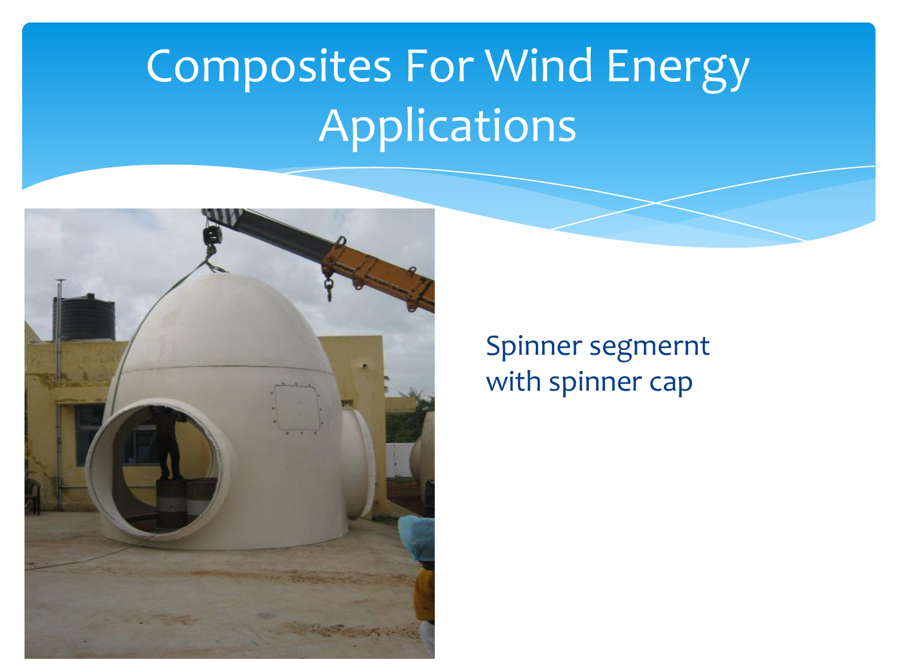# Composites For Wind Energy Applications

Spinner segmernt with spinner cap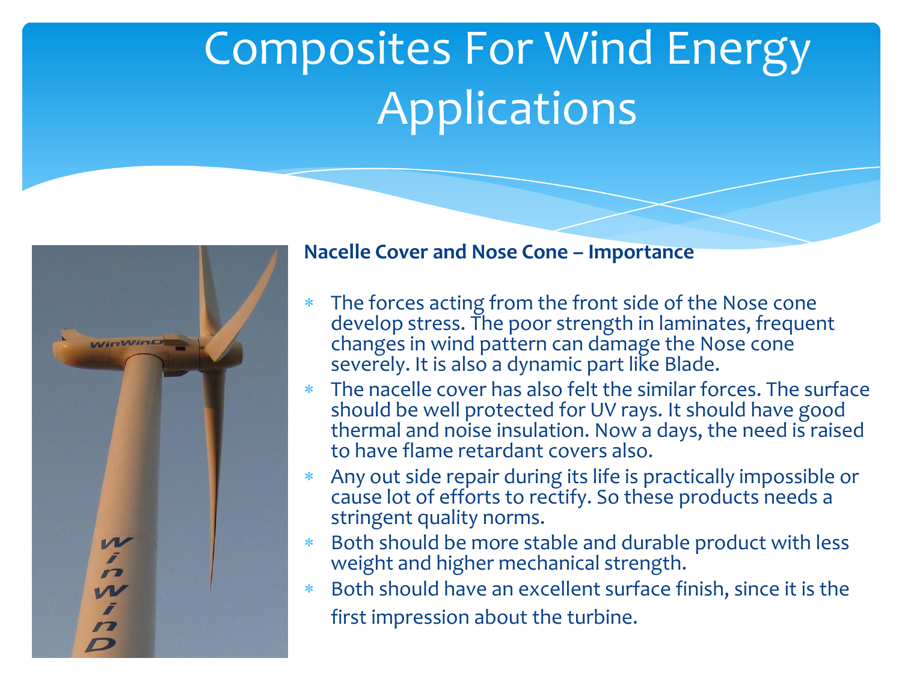# Composites For Wind Energy Applications

**Nacelle Cover and Nose Cone – Importance**

- The forces acting from the front side of the Nose cone develop stress. The poor strength in laminates, frequent changes in wind pattern can damage the Nose cone severely. It is also a dynamic part like Blade.
- The nacelle cover has also felt the similar forces. The surface should be well protected for UV rays. It should have good thermal and noise insulation. Now a days, the need is raised to have flame retardant covers also.
- Any out side repair during its life is practically impossible or cause lot of efforts to rectify. So these products needs a stringent quality norms.
- Both should be more stable and durable product with less weight and higher mechanical strength.
- Both should have an excellent surface finish, since it is the first impression about the turbine.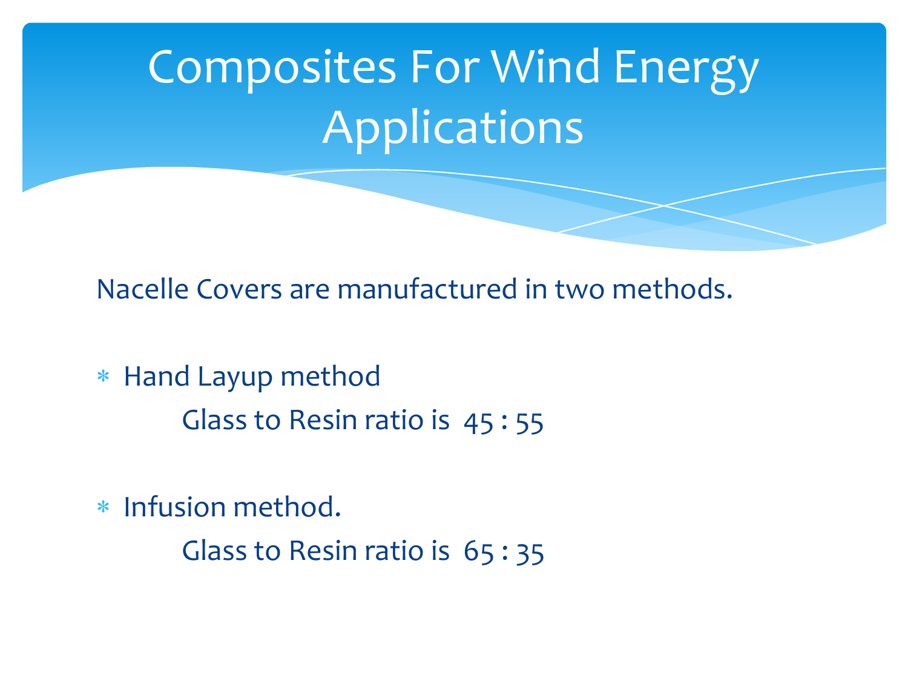# Composites For Wind Energy Applications

Nacelle Covers are manufactured in two methods.

- Hand Layup method

  Glass to Resin ratio is 45 : 55

- Infusion method.

  Glass to Resin ratio is 65 : 35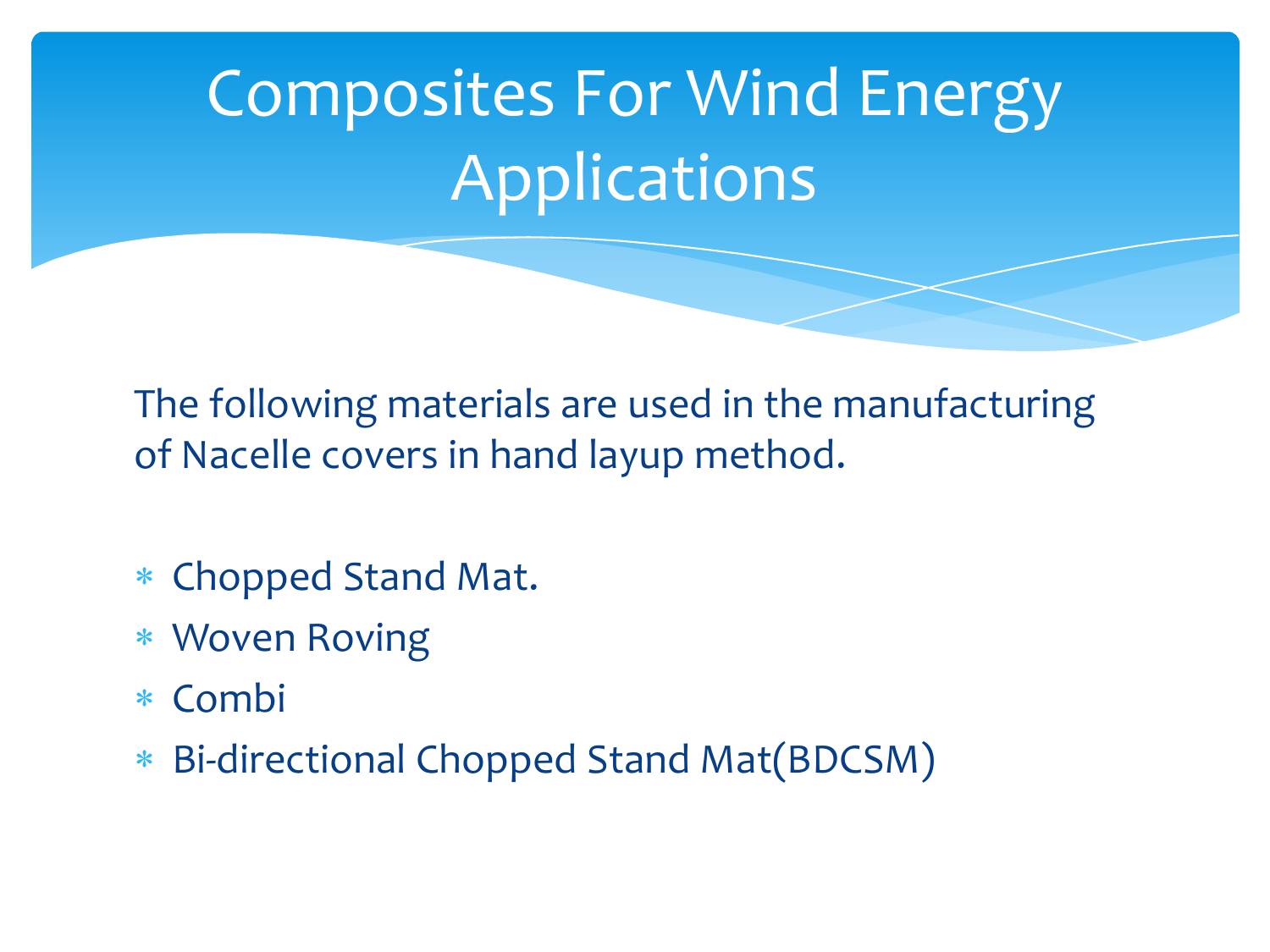# Composites For Wind Energy Applications

The following materials are used in the manufacturing of Nacelle covers in hand layup method.

- Chopped Stand Mat.
- Woven Roving
- Combi
- Bi-directional Chopped Stand Mat(BDCSM)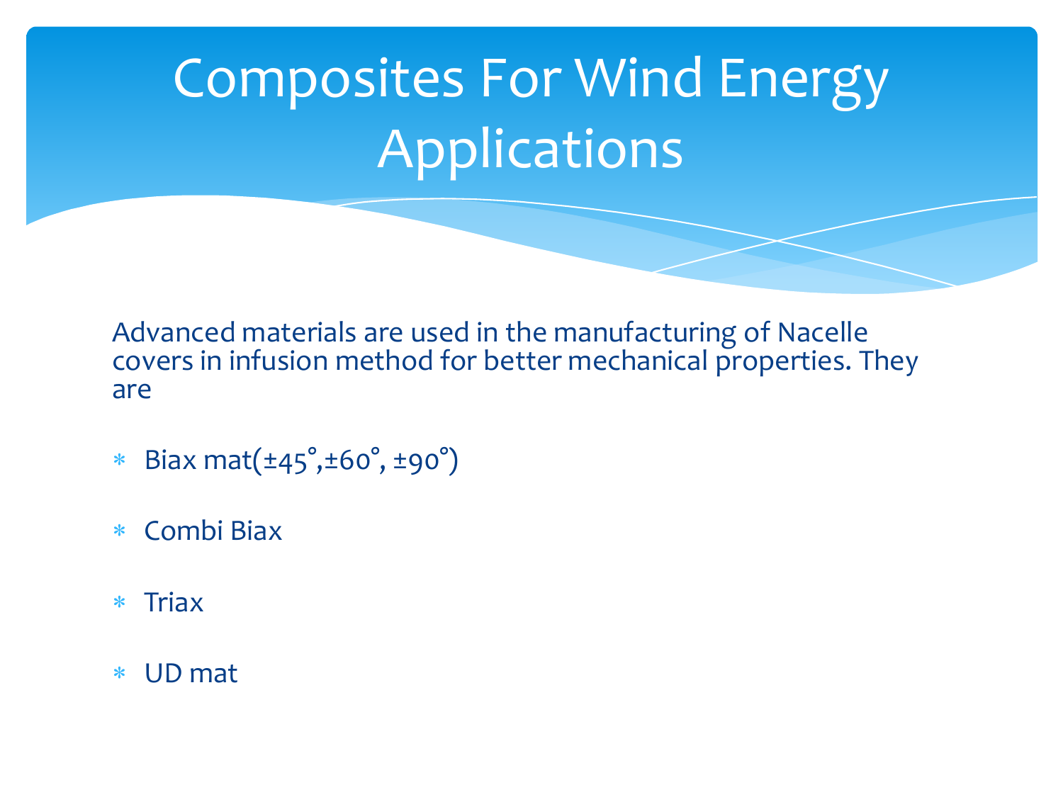# Composites For Wind Energy Applications

Advanced materials are used in the manufacturing of Nacelle covers in infusion method for better mechanical properties. They are

- Biax mat(±45°,±60°, ±90°)
- Combi Biax
- Triax
- UD mat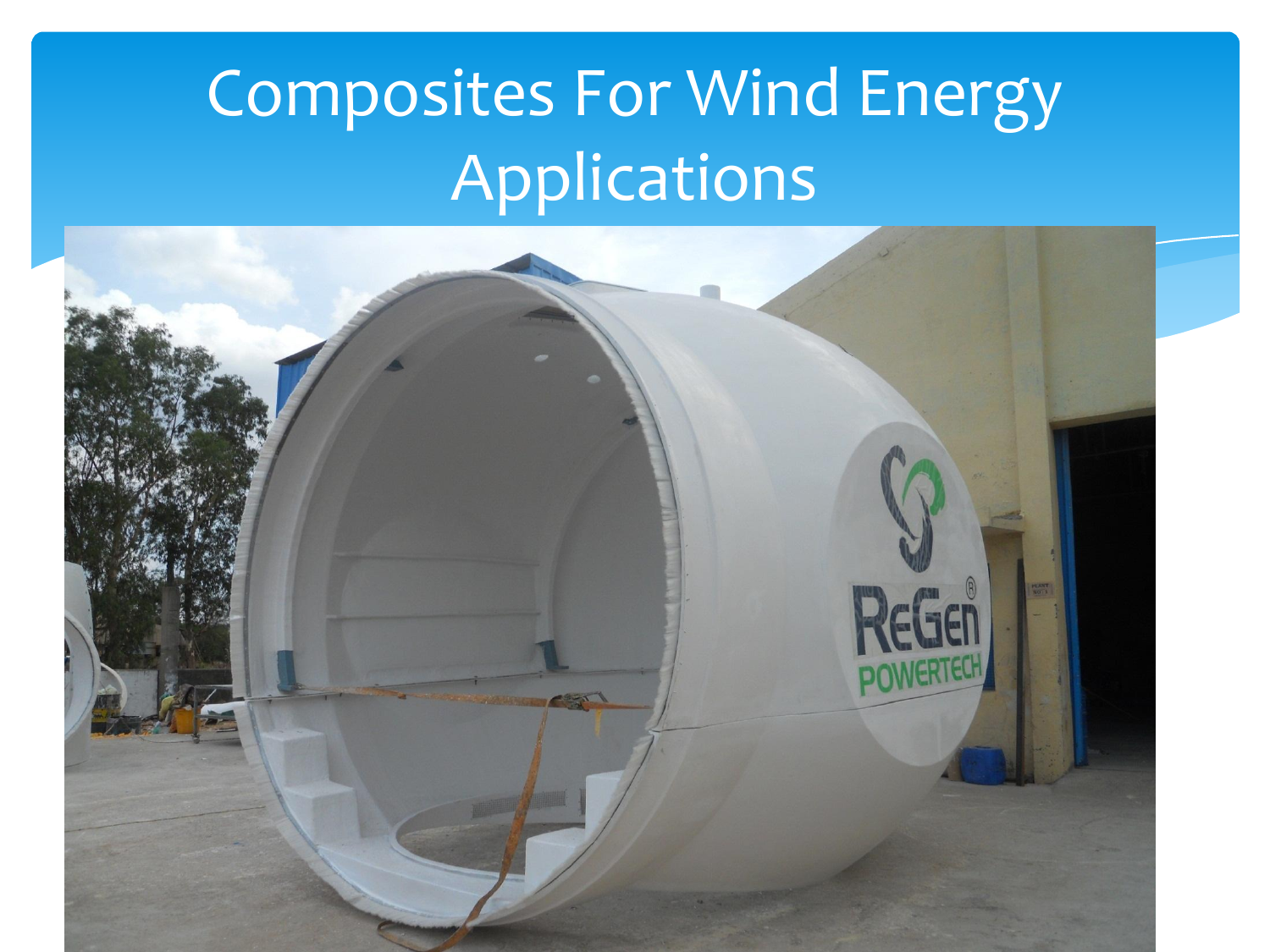# Composites For Wind Energy Applications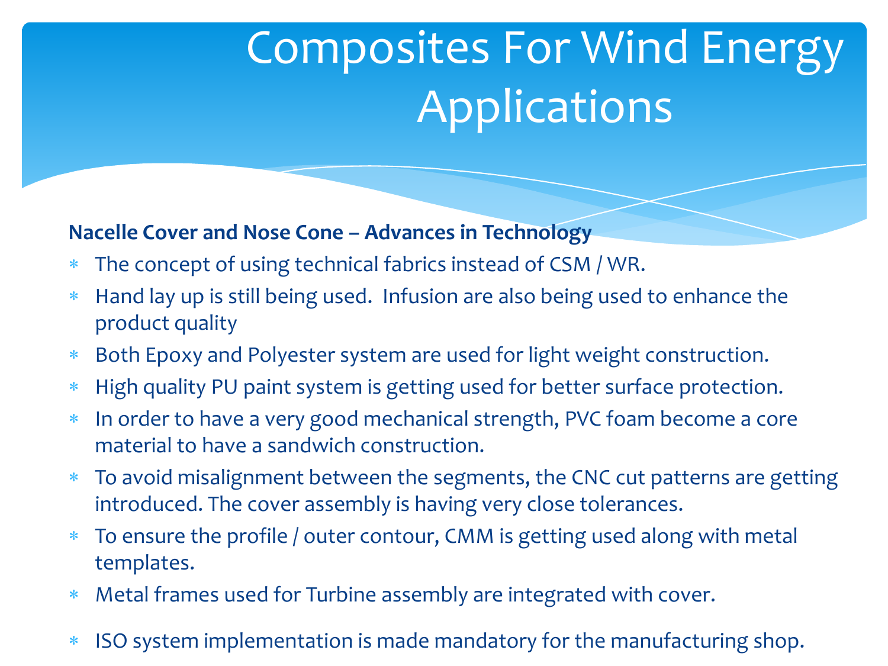# Composites For Wind Energy Applications

**Nacelle Cover and Nose Cone – Advances in Technology**

* The concept of using technical fabrics instead of CSM / WR.
* Hand lay up is still being used. Infusion are also being used to enhance the product quality
* Both Epoxy and Polyester system are used for light weight construction.
* High quality PU paint system is getting used for better surface protection.
* In order to have a very good mechanical strength, PVC foam become a core material to have a sandwich construction.
* To avoid misalignment between the segments, the CNC cut patterns are getting introduced. The cover assembly is having very close tolerances.
* To ensure the profile / outer contour, CMM is getting used along with metal templates.
* Metal frames used for Turbine assembly are integrated with cover.
* ISO system implementation is made mandatory for the manufacturing shop.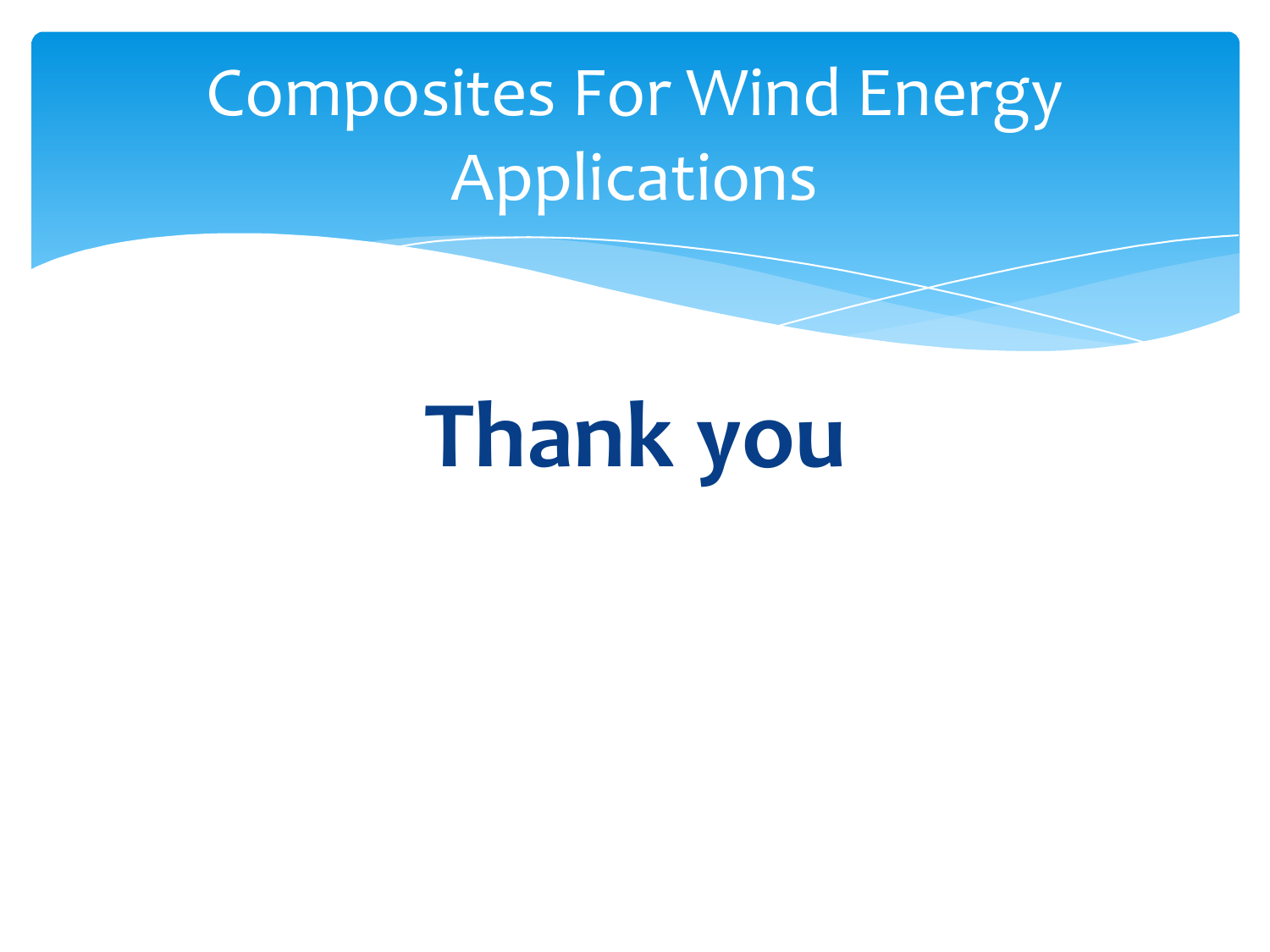# Composites For Wind Energy Applications

# **Thank you**